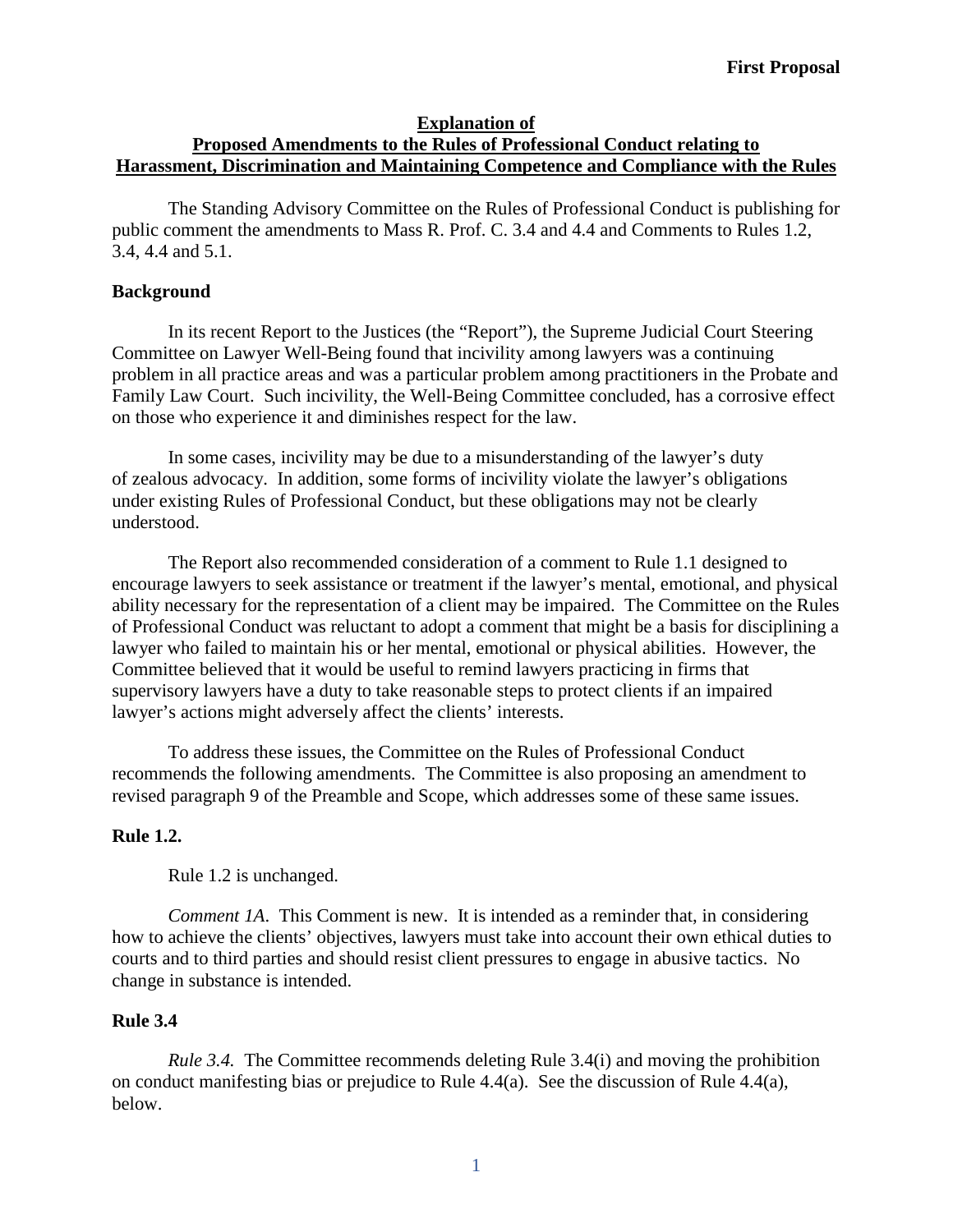**First Proposal**

# Explanation of Proposed Amendments to the Rules of Professional Conduct relating to Harassment, Discrimination and Maintaining Competence and Compliance with the Rules

The Standing Advisory Committee on the Rules of Professional Conduct is publishing for public comment the amendments to Mass R. Prof. C. 3.4 and 4.4 and Comments to Rules 1.2, 3.4, 4.4 and 5.1.

## Background

In its recent Report to the Justices (the "Report"), the Supreme Judicial Court Steering Committee on Lawyer Well-Being found that incivility among lawyers was a continuing problem in all practice areas and was a particular problem among practitioners in the Probate and Family Law Court. Such incivility, the Well-Being Committee concluded, has a corrosive effect on those who experience it and diminishes respect for the law.

In some cases, incivility may be due to a misunderstanding of the lawyer's duty of zealous advocacy. In addition, some forms of incivility violate the lawyer's obligations under existing Rules of Professional Conduct, but these obligations may not be clearly understood.

The Report also recommended consideration of a comment to Rule 1.1 designed to encourage lawyers to seek assistance or treatment if the lawyer's mental, emotional, and physical ability necessary for the representation of a client may be impaired. The Committee on the Rules of Professional Conduct was reluctant to adopt a comment that might be a basis for disciplining a lawyer who failed to maintain his or her mental, emotional or physical abilities. However, the Committee believed that it would be useful to remind lawyers practicing in firms that supervisory lawyers have a duty to take reasonable steps to protect clients if an impaired lawyer's actions might adversely affect the clients' interests.

To address these issues, the Committee on the Rules of Professional Conduct recommends the following amendments. The Committee is also proposing an amendment to revised paragraph 9 of the Preamble and Scope, which addresses some of these same issues.

## Rule 1.2.

Rule 1.2 is unchanged.

*Comment 1A*. This Comment is new. It is intended as a reminder that, in considering how to achieve the clients' objectives, lawyers must take into account their own ethical duties to courts and to third parties and should resist client pressures to engage in abusive tactics. No change in substance is intended.

## Rule 3.4

*Rule 3.4.* The Committee recommends deleting Rule 3.4(i) and moving the prohibition on conduct manifesting bias or prejudice to Rule 4.4(a). See the discussion of Rule 4.4(a), below.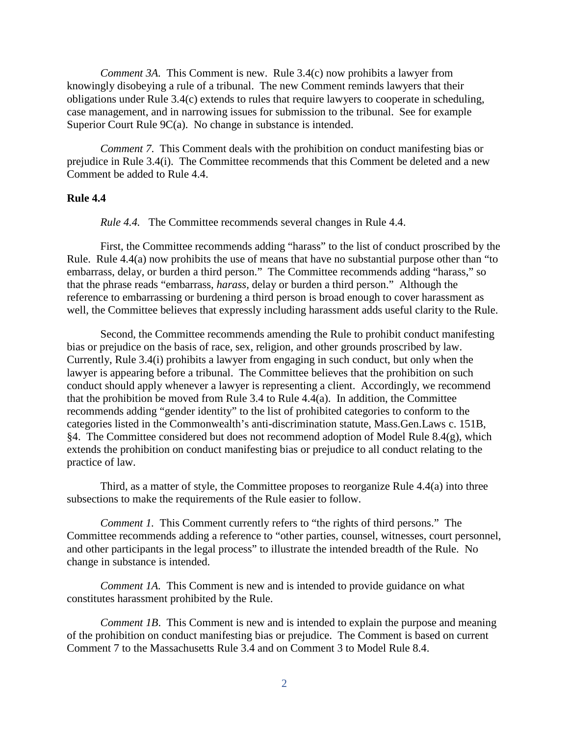*Comment 3A.* This Comment is new. Rule 3.4(c) now prohibits a lawyer from knowingly disobeying a rule of a tribunal. The new Comment reminds lawyers that their obligations under Rule 3.4(c) extends to rules that require lawyers to cooperate in scheduling, case management, and in narrowing issues for submission to the tribunal. See for example Superior Court Rule 9C(a). No change in substance is intended.

*Comment 7.* This Comment deals with the prohibition on conduct manifesting bias or prejudice in Rule 3.4(i). The Committee recommends that this Comment be deleted and a new Comment be added to Rule 4.4.

**Rule 4.4**

*Rule 4.4.* The Committee recommends several changes in Rule 4.4.

First, the Committee recommends adding "harass" to the list of conduct proscribed by the Rule. Rule 4.4(a) now prohibits the use of means that have no substantial purpose other than "to embarrass, delay, or burden a third person." The Committee recommends adding "harass," so that the phrase reads "embarrass, *harass*, delay or burden a third person." Although the reference to embarrassing or burdening a third person is broad enough to cover harassment as well, the Committee believes that expressly including harassment adds useful clarity to the Rule.

Second, the Committee recommends amending the Rule to prohibit conduct manifesting bias or prejudice on the basis of race, sex, religion, and other grounds proscribed by law. Currently, Rule 3.4(i) prohibits a lawyer from engaging in such conduct, but only when the lawyer is appearing before a tribunal. The Committee believes that the prohibition on such conduct should apply whenever a lawyer is representing a client. Accordingly, we recommend that the prohibition be moved from Rule 3.4 to Rule 4.4(a). In addition, the Committee recommends adding "gender identity" to the list of prohibited categories to conform to the categories listed in the Commonwealth's anti-discrimination statute, Mass.Gen.Laws c. 151B, §4. The Committee considered but does not recommend adoption of Model Rule 8.4(g), which extends the prohibition on conduct manifesting bias or prejudice to all conduct relating to the practice of law.

Third, as a matter of style, the Committee proposes to reorganize Rule 4.4(a) into three subsections to make the requirements of the Rule easier to follow.

*Comment 1.* This Comment currently refers to "the rights of third persons." The Committee recommends adding a reference to "other parties, counsel, witnesses, court personnel, and other participants in the legal process" to illustrate the intended breadth of the Rule. No change in substance is intended.

*Comment 1A.* This Comment is new and is intended to provide guidance on what constitutes harassment prohibited by the Rule.

*Comment 1B.* This Comment is new and is intended to explain the purpose and meaning of the prohibition on conduct manifesting bias or prejudice. The Comment is based on current Comment 7 to the Massachusetts Rule 3.4 and on Comment 3 to Model Rule 8.4.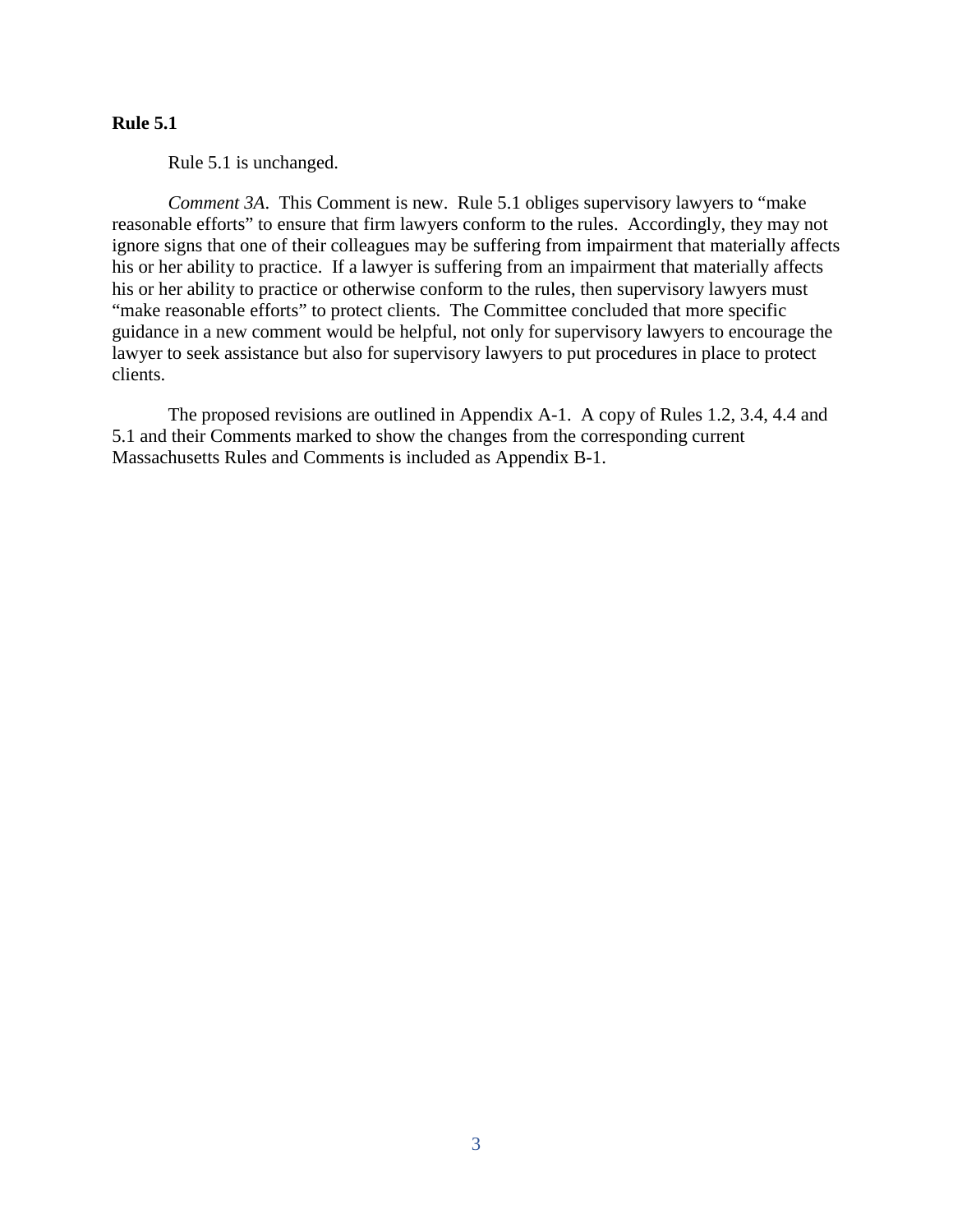**Rule 5.1**

Rule 5.1 is unchanged.

*Comment 3A*. This Comment is new. Rule 5.1 obliges supervisory lawyers to "make reasonable efforts" to ensure that firm lawyers conform to the rules. Accordingly, they may not ignore signs that one of their colleagues may be suffering from impairment that materially affects his or her ability to practice. If a lawyer is suffering from an impairment that materially affects his or her ability to practice or otherwise conform to the rules, then supervisory lawyers must "make reasonable efforts" to protect clients. The Committee concluded that more specific guidance in a new comment would be helpful, not only for supervisory lawyers to encourage the lawyer to seek assistance but also for supervisory lawyers to put procedures in place to protect clients.

The proposed revisions are outlined in Appendix A-1. A copy of Rules 1.2, 3.4, 4.4 and 5.1 and their Comments marked to show the changes from the corresponding current Massachusetts Rules and Comments is included as Appendix B-1.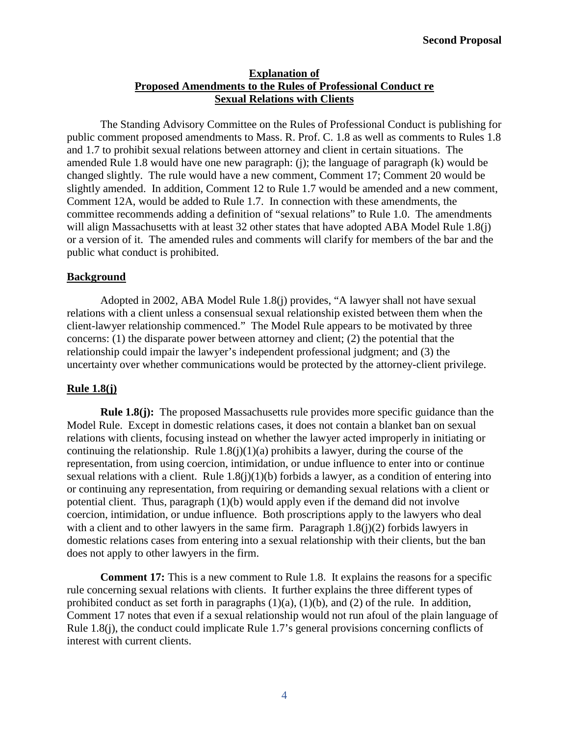**Second Proposal**

## Explanation of Proposed Amendments to the Rules of Professional Conduct re Sexual Relations with Clients

The Standing Advisory Committee on the Rules of Professional Conduct is publishing for public comment proposed amendments to Mass. R. Prof. C. 1.8 as well as comments to Rules 1.8 and 1.7 to prohibit sexual relations between attorney and client in certain situations. The amended Rule 1.8 would have one new paragraph: (j); the language of paragraph (k) would be changed slightly. The rule would have a new comment, Comment 17; Comment 20 would be slightly amended. In addition, Comment 12 to Rule 1.7 would be amended and a new comment, Comment 12A, would be added to Rule 1.7. In connection with these amendments, the committee recommends adding a definition of "sexual relations" to Rule 1.0. The amendments will align Massachusetts with at least 32 other states that have adopted ABA Model Rule 1.8(j) or a version of it. The amended rules and comments will clarify for members of the bar and the public what conduct is prohibited.

### Background

Adopted in 2002, ABA Model Rule 1.8(j) provides, "A lawyer shall not have sexual relations with a client unless a consensual sexual relationship existed between them when the client-lawyer relationship commenced." The Model Rule appears to be motivated by three concerns: (1) the disparate power between attorney and client; (2) the potential that the relationship could impair the lawyer's independent professional judgment; and (3) the uncertainty over whether communications would be protected by the attorney-client privilege.

### Rule 1.8(j)

**Rule 1.8(j):** The proposed Massachusetts rule provides more specific guidance than the Model Rule. Except in domestic relations cases, it does not contain a blanket ban on sexual relations with clients, focusing instead on whether the lawyer acted improperly in initiating or continuing the relationship. Rule 1.8(j)(1)(a) prohibits a lawyer, during the course of the representation, from using coercion, intimidation, or undue influence to enter into or continue sexual relations with a client. Rule 1.8(j)(1)(b) forbids a lawyer, as a condition of entering into or continuing any representation, from requiring or demanding sexual relations with a client or potential client. Thus, paragraph (1)(b) would apply even if the demand did not involve coercion, intimidation, or undue influence. Both proscriptions apply to the lawyers who deal with a client and to other lawyers in the same firm. Paragraph 1.8(j)(2) forbids lawyers in domestic relations cases from entering into a sexual relationship with their clients, but the ban does not apply to other lawyers in the firm.

**Comment 17:** This is a new comment to Rule 1.8. It explains the reasons for a specific rule concerning sexual relations with clients. It further explains the three different types of prohibited conduct as set forth in paragraphs (1)(a), (1)(b), and (2) of the rule. In addition, Comment 17 notes that even if a sexual relationship would not run afoul of the plain language of Rule 1.8(j), the conduct could implicate Rule 1.7's general provisions concerning conflicts of interest with current clients.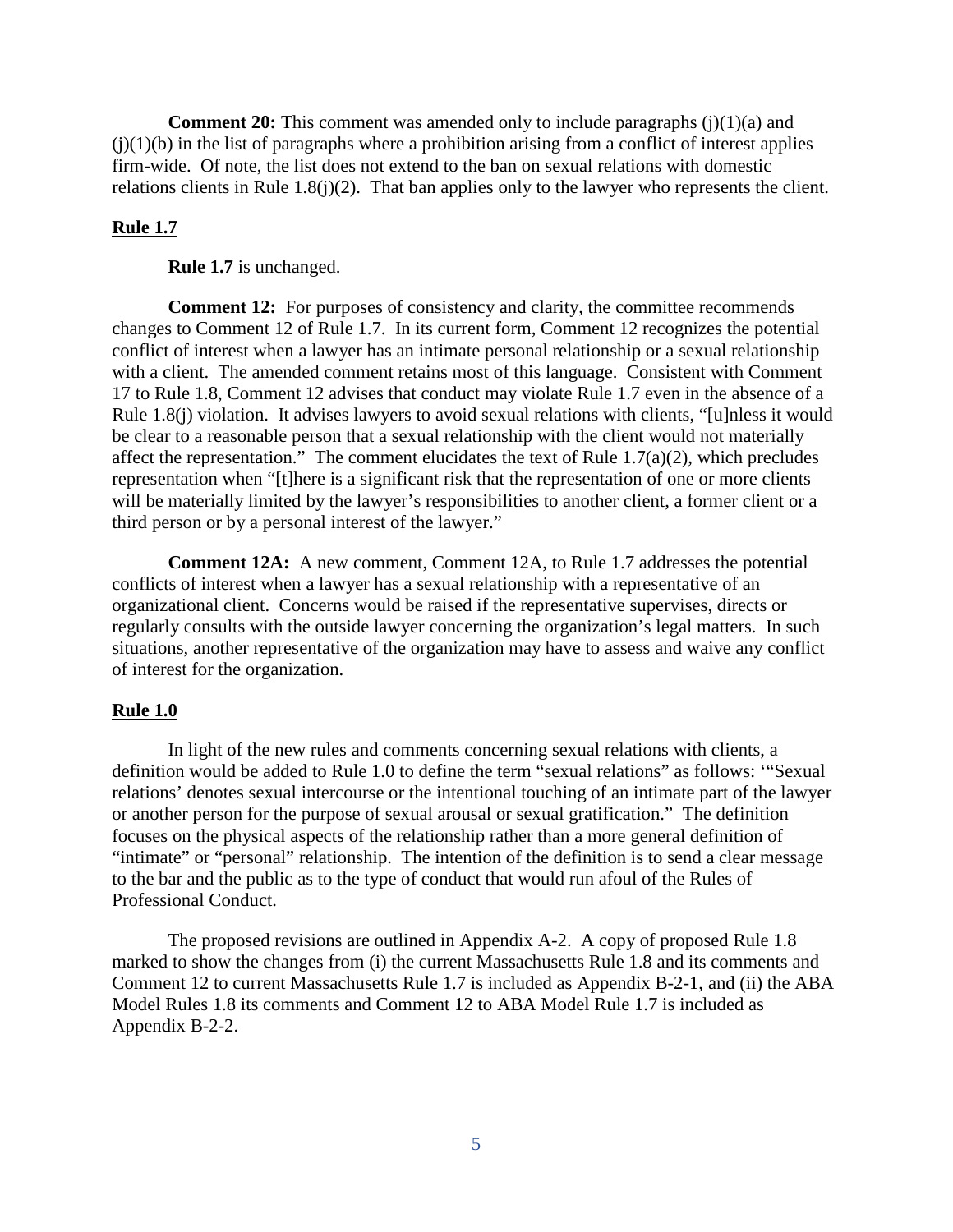**Comment 20:** This comment was amended only to include paragraphs (j)(1)(a) and (j)(1)(b) in the list of paragraphs where a prohibition arising from a conflict of interest applies firm-wide. Of note, the list does not extend to the ban on sexual relations with domestic relations clients in Rule 1.8(j)(2). That ban applies only to the lawyer who represents the client.

**Rule 1.7**

**Rule 1.7** is unchanged.

**Comment 12:** For purposes of consistency and clarity, the committee recommends changes to Comment 12 of Rule 1.7. In its current form, Comment 12 recognizes the potential conflict of interest when a lawyer has an intimate personal relationship or a sexual relationship with a client. The amended comment retains most of this language. Consistent with Comment 17 to Rule 1.8, Comment 12 advises that conduct may violate Rule 1.7 even in the absence of a Rule 1.8(j) violation. It advises lawyers to avoid sexual relations with clients, "[u]nless it would be clear to a reasonable person that a sexual relationship with the client would not materially affect the representation." The comment elucidates the text of Rule 1.7(a)(2), which precludes representation when "[t]here is a significant risk that the representation of one or more clients will be materially limited by the lawyer's responsibilities to another client, a former client or a third person or by a personal interest of the lawyer."

**Comment 12A:** A new comment, Comment 12A, to Rule 1.7 addresses the potential conflicts of interest when a lawyer has a sexual relationship with a representative of an organizational client. Concerns would be raised if the representative supervises, directs or regularly consults with the outside lawyer concerning the organization's legal matters. In such situations, another representative of the organization may have to assess and waive any conflict of interest for the organization.

**Rule 1.0**

In light of the new rules and comments concerning sexual relations with clients, a definition would be added to Rule 1.0 to define the term "sexual relations" as follows: '"Sexual relations' denotes sexual intercourse or the intentional touching of an intimate part of the lawyer or another person for the purpose of sexual arousal or sexual gratification." The definition focuses on the physical aspects of the relationship rather than a more general definition of "intimate" or "personal" relationship. The intention of the definition is to send a clear message to the bar and the public as to the type of conduct that would run afoul of the Rules of Professional Conduct.

The proposed revisions are outlined in Appendix A-2. A copy of proposed Rule 1.8 marked to show the changes from (i) the current Massachusetts Rule 1.8 and its comments and Comment 12 to current Massachusetts Rule 1.7 is included as Appendix B-2-1, and (ii) the ABA Model Rules 1.8 its comments and Comment 12 to ABA Model Rule 1.7 is included as Appendix B-2-2.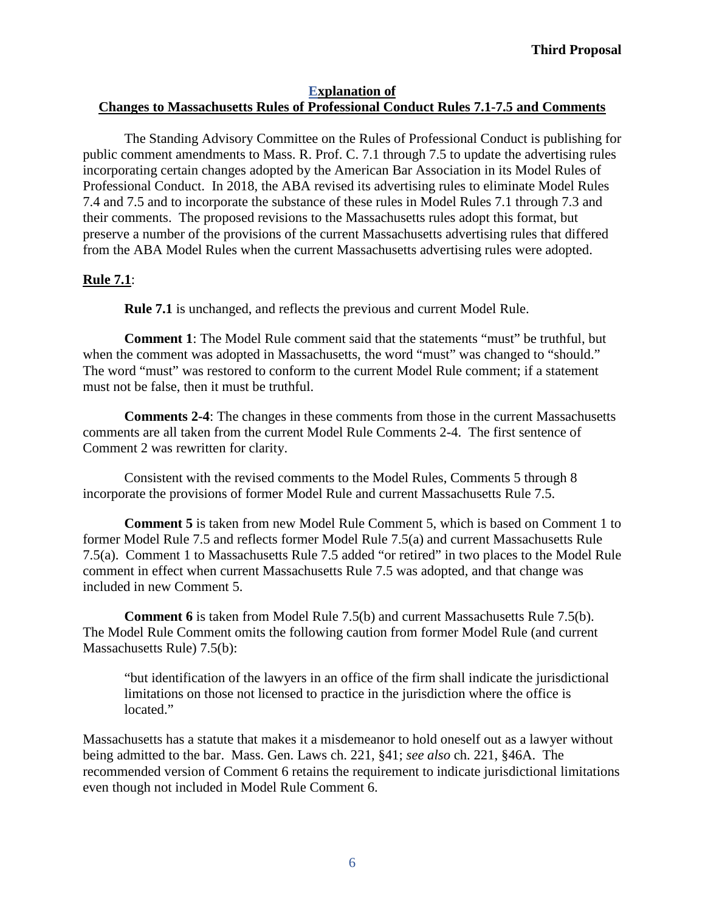**Third Proposal**

## Explanation of Changes to Massachusetts Rules of Professional Conduct Rules 7.1-7.5 and Comments

The Standing Advisory Committee on the Rules of Professional Conduct is publishing for public comment amendments to Mass. R. Prof. C. 7.1 through 7.5 to update the advertising rules incorporating certain changes adopted by the American Bar Association in its Model Rules of Professional Conduct. In 2018, the ABA revised its advertising rules to eliminate Model Rules 7.4 and 7.5 and to incorporate the substance of these rules in Model Rules 7.1 through 7.3 and their comments. The proposed revisions to the Massachusetts rules adopt this format, but preserve a number of the provisions of the current Massachusetts advertising rules that differed from the ABA Model Rules when the current Massachusetts advertising rules were adopted.

**Rule 7.1**:

**Rule 7.1** is unchanged, and reflects the previous and current Model Rule.

**Comment 1**: The Model Rule comment said that the statements "must" be truthful, but when the comment was adopted in Massachusetts, the word "must" was changed to "should." The word "must" was restored to conform to the current Model Rule comment; if a statement must not be false, then it must be truthful.

**Comments 2-4**: The changes in these comments from those in the current Massachusetts comments are all taken from the current Model Rule Comments 2-4. The first sentence of Comment 2 was rewritten for clarity.

Consistent with the revised comments to the Model Rules, Comments 5 through 8 incorporate the provisions of former Model Rule and current Massachusetts Rule 7.5.

**Comment 5** is taken from new Model Rule Comment 5, which is based on Comment 1 to former Model Rule 7.5 and reflects former Model Rule 7.5(a) and current Massachusetts Rule 7.5(a). Comment 1 to Massachusetts Rule 7.5 added "or retired" in two places to the Model Rule comment in effect when current Massachusetts Rule 7.5 was adopted, and that change was included in new Comment 5.

**Comment 6** is taken from Model Rule 7.5(b) and current Massachusetts Rule 7.5(b). The Model Rule Comment omits the following caution from former Model Rule (and current Massachusetts Rule) 7.5(b):

> "but identification of the lawyers in an office of the firm shall indicate the jurisdictional limitations on those not licensed to practice in the jurisdiction where the office is located."

Massachusetts has a statute that makes it a misdemeanor to hold oneself out as a lawyer without being admitted to the bar. Mass. Gen. Laws ch. 221, §41; *see also* ch. 221, §46A. The recommended version of Comment 6 retains the requirement to indicate jurisdictional limitations even though not included in Model Rule Comment 6.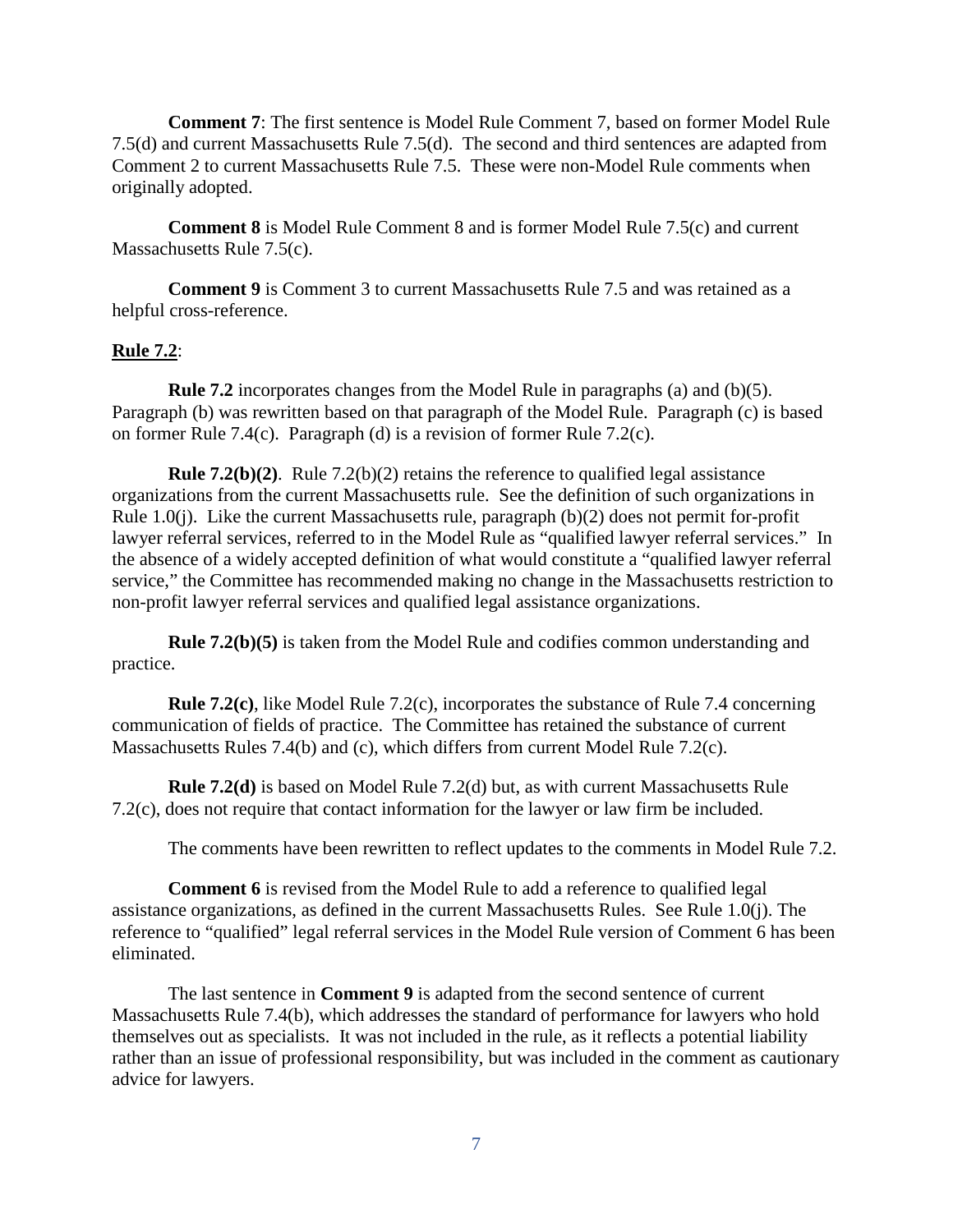**Comment 7**: The first sentence is Model Rule Comment 7, based on former Model Rule 7.5(d) and current Massachusetts Rule 7.5(d). The second and third sentences are adapted from Comment 2 to current Massachusetts Rule 7.5. These were non-Model Rule comments when originally adopted.

**Comment 8** is Model Rule Comment 8 and is former Model Rule 7.5(c) and current Massachusetts Rule 7.5(c).

**Comment 9** is Comment 3 to current Massachusetts Rule 7.5 and was retained as a helpful cross-reference.

**Rule 7.2**:

**Rule 7.2** incorporates changes from the Model Rule in paragraphs (a) and (b)(5). Paragraph (b) was rewritten based on that paragraph of the Model Rule. Paragraph (c) is based on former Rule 7.4(c). Paragraph (d) is a revision of former Rule 7.2(c).

**Rule 7.2(b)(2)**. Rule 7.2(b)(2) retains the reference to qualified legal assistance organizations from the current Massachusetts rule. See the definition of such organizations in Rule 1.0(j). Like the current Massachusetts rule, paragraph (b)(2) does not permit for-profit lawyer referral services, referred to in the Model Rule as "qualified lawyer referral services." In the absence of a widely accepted definition of what would constitute a "qualified lawyer referral service," the Committee has recommended making no change in the Massachusetts restriction to non-profit lawyer referral services and qualified legal assistance organizations.

**Rule 7.2(b)(5)** is taken from the Model Rule and codifies common understanding and practice.

**Rule 7.2(c)**, like Model Rule 7.2(c), incorporates the substance of Rule 7.4 concerning communication of fields of practice. The Committee has retained the substance of current Massachusetts Rules 7.4(b) and (c), which differs from current Model Rule 7.2(c).

**Rule 7.2(d)** is based on Model Rule 7.2(d) but, as with current Massachusetts Rule 7.2(c), does not require that contact information for the lawyer or law firm be included.

The comments have been rewritten to reflect updates to the comments in Model Rule 7.2.

**Comment 6** is revised from the Model Rule to add a reference to qualified legal assistance organizations, as defined in the current Massachusetts Rules. See Rule 1.0(j). The reference to "qualified" legal referral services in the Model Rule version of Comment 6 has been eliminated.

The last sentence in **Comment 9** is adapted from the second sentence of current Massachusetts Rule 7.4(b), which addresses the standard of performance for lawyers who hold themselves out as specialists. It was not included in the rule, as it reflects a potential liability rather than an issue of professional responsibility, but was included in the comment as cautionary advice for lawyers.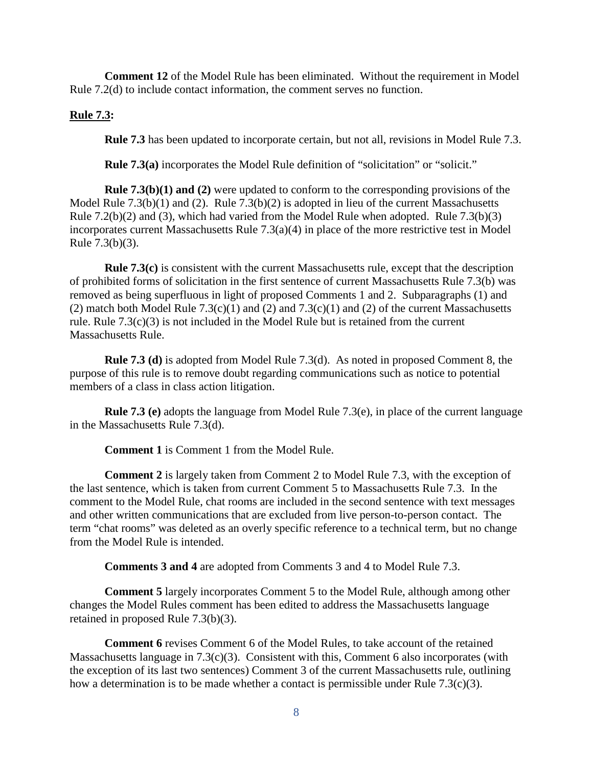**Comment 12** of the Model Rule has been eliminated. Without the requirement in Model Rule 7.2(d) to include contact information, the comment serves no function.

**Rule 7.3:**

**Rule 7.3** has been updated to incorporate certain, but not all, revisions in Model Rule 7.3.

**Rule 7.3(a)** incorporates the Model Rule definition of "solicitation" or "solicit."

**Rule 7.3(b)(1) and (2)** were updated to conform to the corresponding provisions of the Model Rule 7.3(b)(1) and (2). Rule 7.3(b)(2) is adopted in lieu of the current Massachusetts Rule 7.2(b)(2) and (3), which had varied from the Model Rule when adopted. Rule 7.3(b)(3) incorporates current Massachusetts Rule 7.3(a)(4) in place of the more restrictive test in Model Rule 7.3(b)(3).

**Rule 7.3(c)** is consistent with the current Massachusetts rule, except that the description of prohibited forms of solicitation in the first sentence of current Massachusetts Rule 7.3(b) was removed as being superfluous in light of proposed Comments 1 and 2. Subparagraphs (1) and (2) match both Model Rule 7.3(c)(1) and (2) and 7.3(c)(1) and (2) of the current Massachusetts rule. Rule 7.3(c)(3) is not included in the Model Rule but is retained from the current Massachusetts Rule.

**Rule 7.3 (d)** is adopted from Model Rule 7.3(d). As noted in proposed Comment 8, the purpose of this rule is to remove doubt regarding communications such as notice to potential members of a class in class action litigation.

**Rule 7.3 (e)** adopts the language from Model Rule 7.3(e), in place of the current language in the Massachusetts Rule 7.3(d).

**Comment 1** is Comment 1 from the Model Rule.

**Comment 2** is largely taken from Comment 2 to Model Rule 7.3, with the exception of the last sentence, which is taken from current Comment 5 to Massachusetts Rule 7.3. In the comment to the Model Rule, chat rooms are included in the second sentence with text messages and other written communications that are excluded from live person-to-person contact. The term "chat rooms" was deleted as an overly specific reference to a technical term, but no change from the Model Rule is intended.

**Comments 3 and 4** are adopted from Comments 3 and 4 to Model Rule 7.3.

**Comment 5** largely incorporates Comment 5 to the Model Rule, although among other changes the Model Rules comment has been edited to address the Massachusetts language retained in proposed Rule 7.3(b)(3).

**Comment 6** revises Comment 6 of the Model Rules, to take account of the retained Massachusetts language in 7.3(c)(3). Consistent with this, Comment 6 also incorporates (with the exception of its last two sentences) Comment 3 of the current Massachusetts rule, outlining how a determination is to be made whether a contact is permissible under Rule 7.3(c)(3).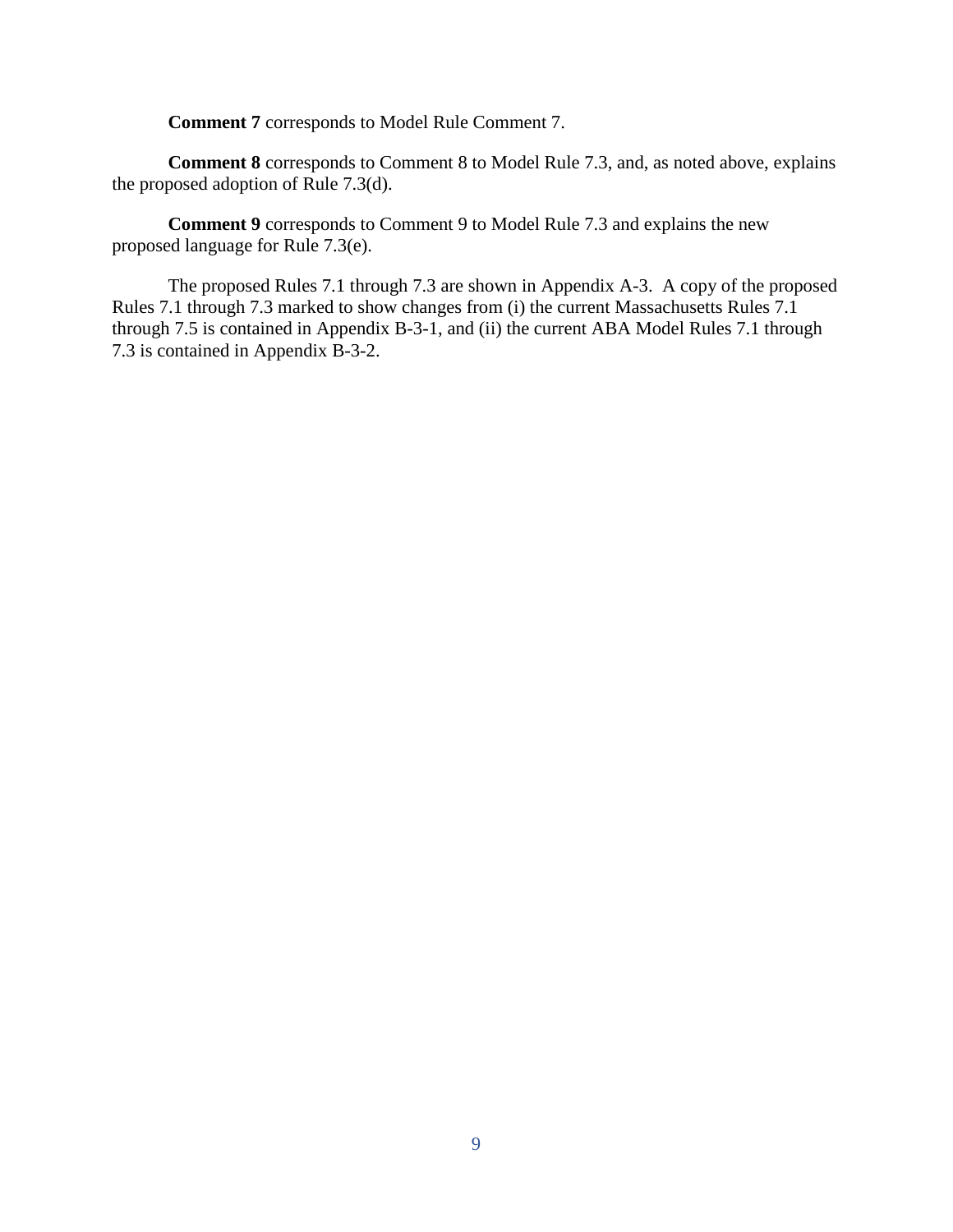**Comment 7** corresponds to Model Rule Comment 7.

**Comment 8** corresponds to Comment 8 to Model Rule 7.3, and, as noted above, explains the proposed adoption of Rule 7.3(d).

**Comment 9** corresponds to Comment 9 to Model Rule 7.3 and explains the new proposed language for Rule 7.3(e).

The proposed Rules 7.1 through 7.3 are shown in Appendix A-3. A copy of the proposed Rules 7.1 through 7.3 marked to show changes from (i) the current Massachusetts Rules 7.1 through 7.5 is contained in Appendix B-3-1, and (ii) the current ABA Model Rules 7.1 through 7.3 is contained in Appendix B-3-2.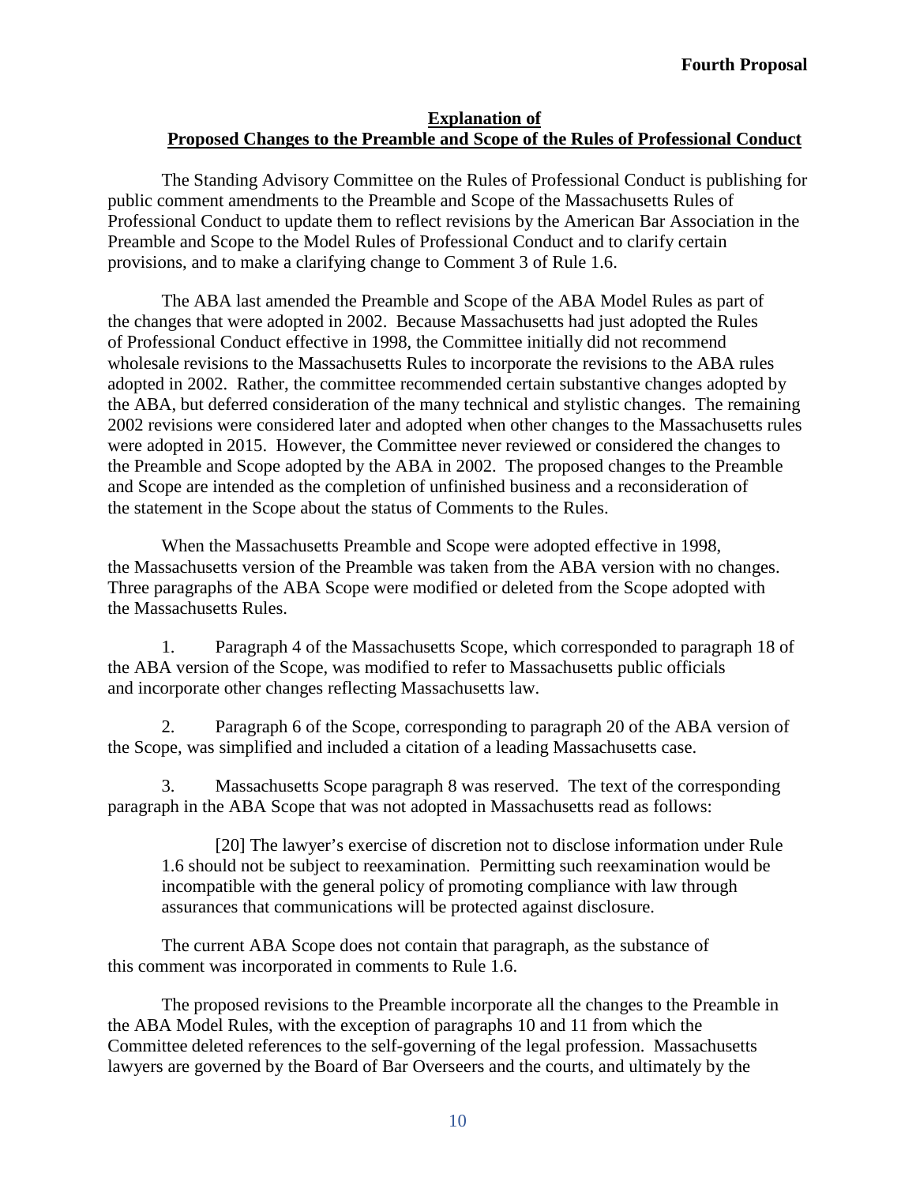**Fourth Proposal**

**Explanation of**
**Proposed Changes to the Preamble and Scope of the Rules of Professional Conduct**

The Standing Advisory Committee on the Rules of Professional Conduct is publishing for public comment amendments to the Preamble and Scope of the Massachusetts Rules of Professional Conduct to update them to reflect revisions by the American Bar Association in the Preamble and Scope to the Model Rules of Professional Conduct and to clarify certain provisions, and to make a clarifying change to Comment 3 of Rule 1.6.

The ABA last amended the Preamble and Scope of the ABA Model Rules as part of the changes that were adopted in 2002. Because Massachusetts had just adopted the Rules of Professional Conduct effective in 1998, the Committee initially did not recommend wholesale revisions to the Massachusetts Rules to incorporate the revisions to the ABA rules adopted in 2002. Rather, the committee recommended certain substantive changes adopted by the ABA, but deferred consideration of the many technical and stylistic changes. The remaining 2002 revisions were considered later and adopted when other changes to the Massachusetts rules were adopted in 2015. However, the Committee never reviewed or considered the changes to the Preamble and Scope adopted by the ABA in 2002. The proposed changes to the Preamble and Scope are intended as the completion of unfinished business and a reconsideration of the statement in the Scope about the status of Comments to the Rules.

When the Massachusetts Preamble and Scope were adopted effective in 1998, the Massachusetts version of the Preamble was taken from the ABA version with no changes. Three paragraphs of the ABA Scope were modified or deleted from the Scope adopted with the Massachusetts Rules.

1. Paragraph 4 of the Massachusetts Scope, which corresponded to paragraph 18 of the ABA version of the Scope, was modified to refer to Massachusetts public officials and incorporate other changes reflecting Massachusetts law.

2. Paragraph 6 of the Scope, corresponding to paragraph 20 of the ABA version of the Scope, was simplified and included a citation of a leading Massachusetts case.

3. Massachusetts Scope paragraph 8 was reserved. The text of the corresponding paragraph in the ABA Scope that was not adopted in Massachusetts read as follows:

> [20] The lawyer's exercise of discretion not to disclose information under Rule 1.6 should not be subject to reexamination. Permitting such reexamination would be incompatible with the general policy of promoting compliance with law through assurances that communications will be protected against disclosure.

The current ABA Scope does not contain that paragraph, as the substance of this comment was incorporated in comments to Rule 1.6.

The proposed revisions to the Preamble incorporate all the changes to the Preamble in the ABA Model Rules, with the exception of paragraphs 10 and 11 from which the Committee deleted references to the self-governing of the legal profession. Massachusetts lawyers are governed by the Board of Bar Overseers and the courts, and ultimately by the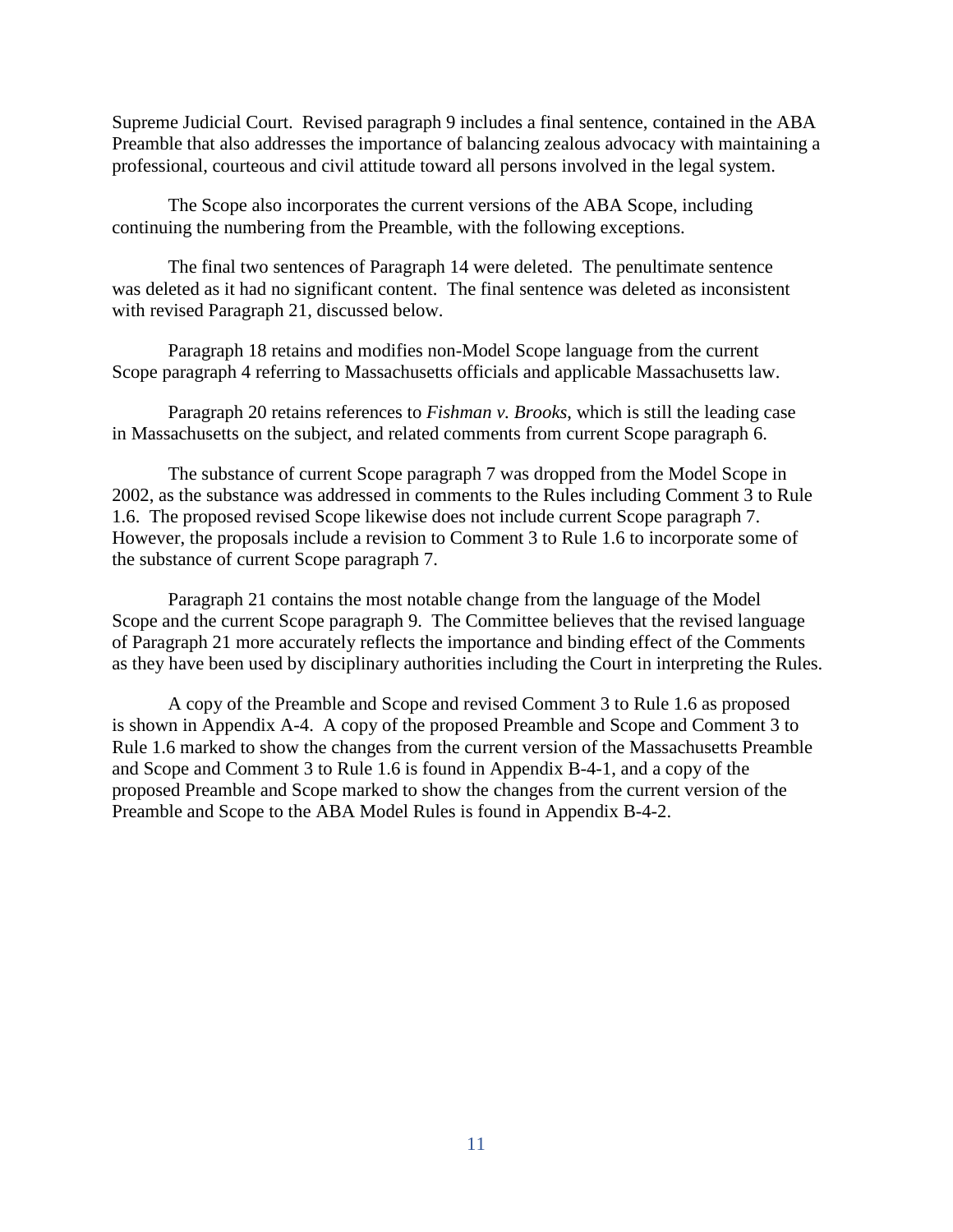Supreme Judicial Court. Revised paragraph 9 includes a final sentence, contained in the ABA Preamble that also addresses the importance of balancing zealous advocacy with maintaining a professional, courteous and civil attitude toward all persons involved in the legal system.

The Scope also incorporates the current versions of the ABA Scope, including continuing the numbering from the Preamble, with the following exceptions.

The final two sentences of Paragraph 14 were deleted. The penultimate sentence was deleted as it had no significant content. The final sentence was deleted as inconsistent with revised Paragraph 21, discussed below.

Paragraph 18 retains and modifies non-Model Scope language from the current Scope paragraph 4 referring to Massachusetts officials and applicable Massachusetts law.

Paragraph 20 retains references to *Fishman v. Brooks*, which is still the leading case in Massachusetts on the subject, and related comments from current Scope paragraph 6.

The substance of current Scope paragraph 7 was dropped from the Model Scope in 2002, as the substance was addressed in comments to the Rules including Comment 3 to Rule 1.6. The proposed revised Scope likewise does not include current Scope paragraph 7. However, the proposals include a revision to Comment 3 to Rule 1.6 to incorporate some of the substance of current Scope paragraph 7.

Paragraph 21 contains the most notable change from the language of the Model Scope and the current Scope paragraph 9. The Committee believes that the revised language of Paragraph 21 more accurately reflects the importance and binding effect of the Comments as they have been used by disciplinary authorities including the Court in interpreting the Rules.

A copy of the Preamble and Scope and revised Comment 3 to Rule 1.6 as proposed is shown in Appendix A-4. A copy of the proposed Preamble and Scope and Comment 3 to Rule 1.6 marked to show the changes from the current version of the Massachusetts Preamble and Scope and Comment 3 to Rule 1.6 is found in Appendix B-4-1, and a copy of the proposed Preamble and Scope marked to show the changes from the current version of the Preamble and Scope to the ABA Model Rules is found in Appendix B-4-2.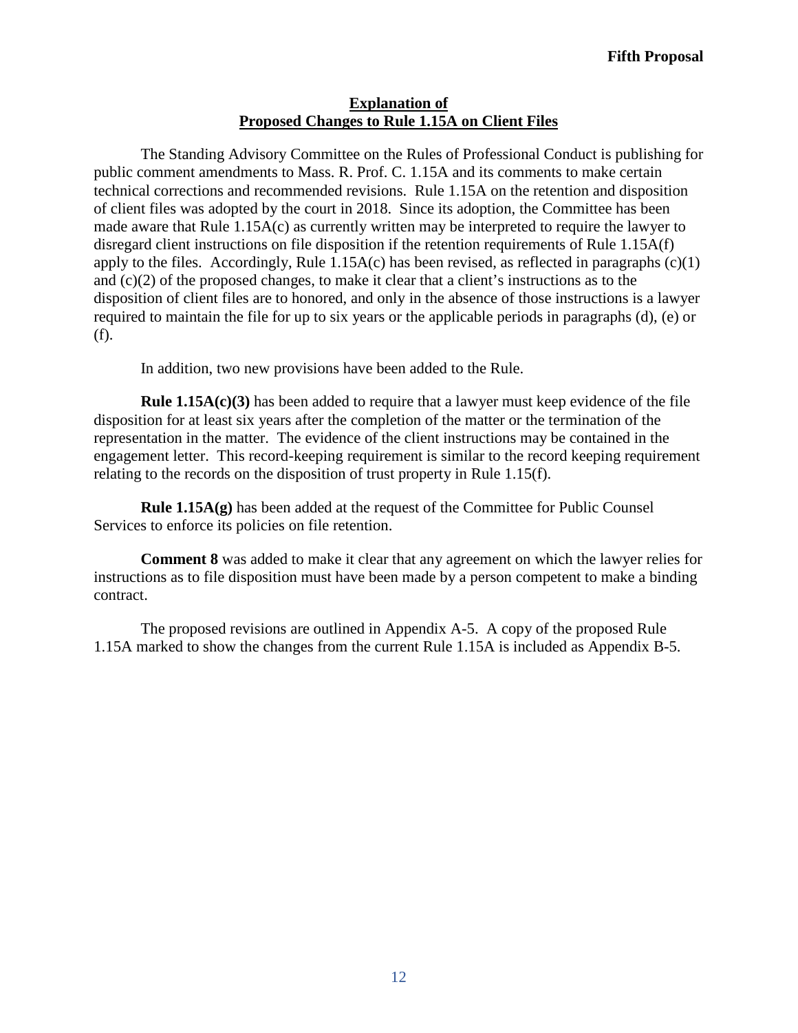**Fifth Proposal**

## Explanation of Proposed Changes to Rule 1.15A on Client Files

The Standing Advisory Committee on the Rules of Professional Conduct is publishing for public comment amendments to Mass. R. Prof. C. 1.15A and its comments to make certain technical corrections and recommended revisions. Rule 1.15A on the retention and disposition of client files was adopted by the court in 2018. Since its adoption, the Committee has been made aware that Rule 1.15A(c) as currently written may be interpreted to require the lawyer to disregard client instructions on file disposition if the retention requirements of Rule 1.15A(f) apply to the files. Accordingly, Rule 1.15A(c) has been revised, as reflected in paragraphs (c)(1) and (c)(2) of the proposed changes, to make it clear that a client's instructions as to the disposition of client files are to honored, and only in the absence of those instructions is a lawyer required to maintain the file for up to six years or the applicable periods in paragraphs (d), (e) or (f).

In addition, two new provisions have been added to the Rule.

**Rule 1.15A(c)(3)** has been added to require that a lawyer must keep evidence of the file disposition for at least six years after the completion of the matter or the termination of the representation in the matter. The evidence of the client instructions may be contained in the engagement letter. This record-keeping requirement is similar to the record keeping requirement relating to the records on the disposition of trust property in Rule 1.15(f).

**Rule 1.15A(g)** has been added at the request of the Committee for Public Counsel Services to enforce its policies on file retention.

**Comment 8** was added to make it clear that any agreement on which the lawyer relies for instructions as to file disposition must have been made by a person competent to make a binding contract.

The proposed revisions are outlined in Appendix A-5. A copy of the proposed Rule 1.15A marked to show the changes from the current Rule 1.15A is included as Appendix B-5.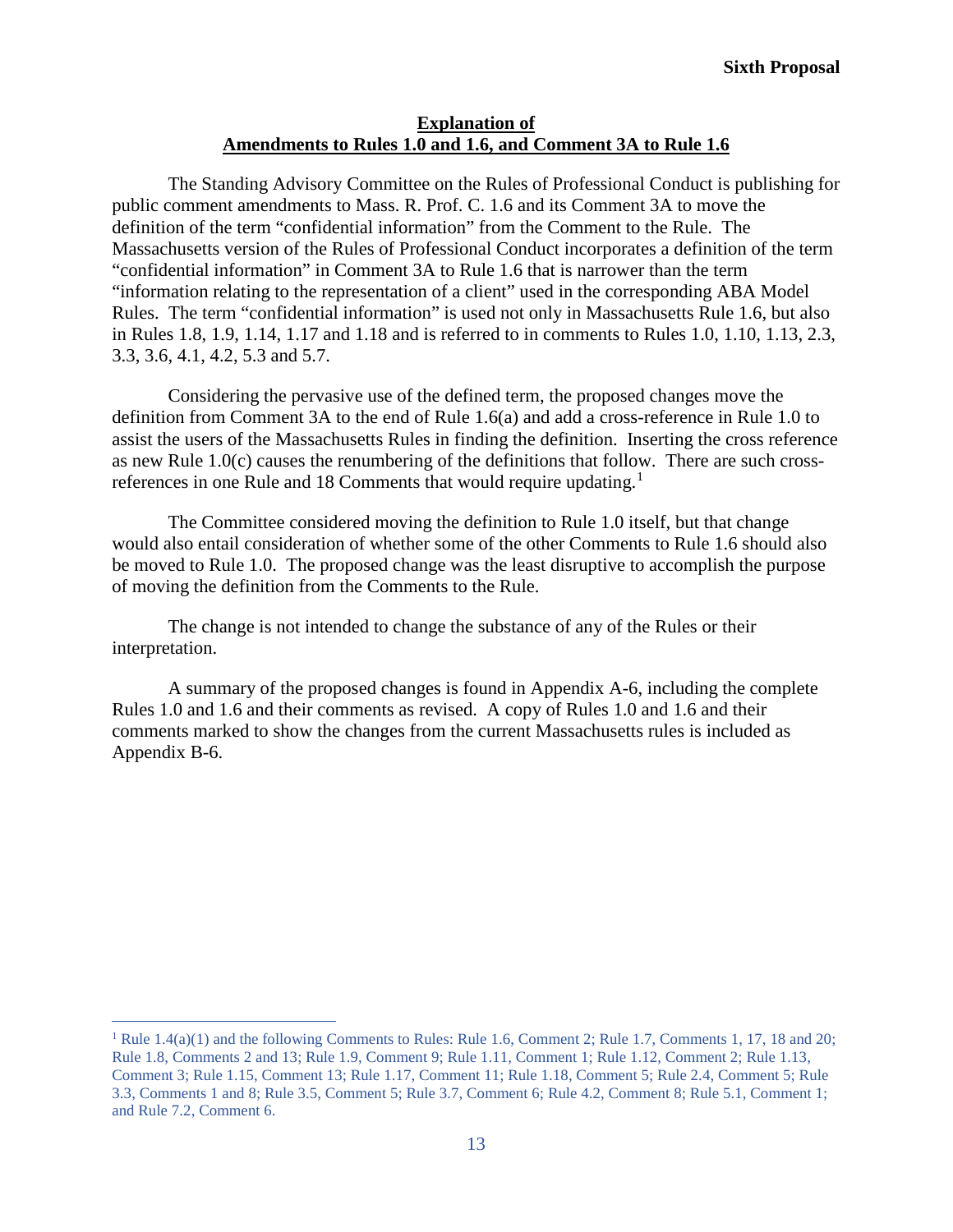**Sixth Proposal**

## Explanation of Amendments to Rules 1.0 and 1.6, and Comment 3A to Rule 1.6

The Standing Advisory Committee on the Rules of Professional Conduct is publishing for public comment amendments to Mass. R. Prof. C. 1.6 and its Comment 3A to move the definition of the term "confidential information" from the Comment to the Rule. The Massachusetts version of the Rules of Professional Conduct incorporates a definition of the term "confidential information" in Comment 3A to Rule 1.6 that is narrower than the term "information relating to the representation of a client" used in the corresponding ABA Model Rules. The term "confidential information" is used not only in Massachusetts Rule 1.6, but also in Rules 1.8, 1.9, 1.14, 1.17 and 1.18 and is referred to in comments to Rules 1.0, 1.10, 1.13, 2.3, 3.3, 3.6, 4.1, 4.2, 5.3 and 5.7.

Considering the pervasive use of the defined term, the proposed changes move the definition from Comment 3A to the end of Rule 1.6(a) and add a cross-reference in Rule 1.0 to assist the users of the Massachusetts Rules in finding the definition. Inserting the cross reference as new Rule 1.0(c) causes the renumbering of the definitions that follow. There are such cross-references in one Rule and 18 Comments that would require updating.[1]

The Committee considered moving the definition to Rule 1.0 itself, but that change would also entail consideration of whether some of the other Comments to Rule 1.6 should also be moved to Rule 1.0. The proposed change was the least disruptive to accomplish the purpose of moving the definition from the Comments to the Rule.

The change is not intended to change the substance of any of the Rules or their interpretation.

A summary of the proposed changes is found in Appendix A-6, including the complete Rules 1.0 and 1.6 and their comments as revised. A copy of Rules 1.0 and 1.6 and their comments marked to show the changes from the current Massachusetts rules is included as Appendix B-6.

---

[1] Rule 1.4(a)(1) and the following Comments to Rules: Rule 1.6, Comment 2; Rule 1.7, Comments 1, 17, 18 and 20; Rule 1.8, Comments 2 and 13; Rule 1.9, Comment 9; Rule 1.11, Comment 1; Rule 1.12, Comment 2; Rule 1.13, Comment 3; Rule 1.15, Comment 13; Rule 1.17, Comment 11; Rule 1.18, Comment 5; Rule 2.4, Comment 5; Rule 3.3, Comments 1 and 8; Rule 3.5, Comment 5; Rule 3.7, Comment 6; Rule 4.2, Comment 8; Rule 5.1, Comment 1; and Rule 7.2, Comment 6.